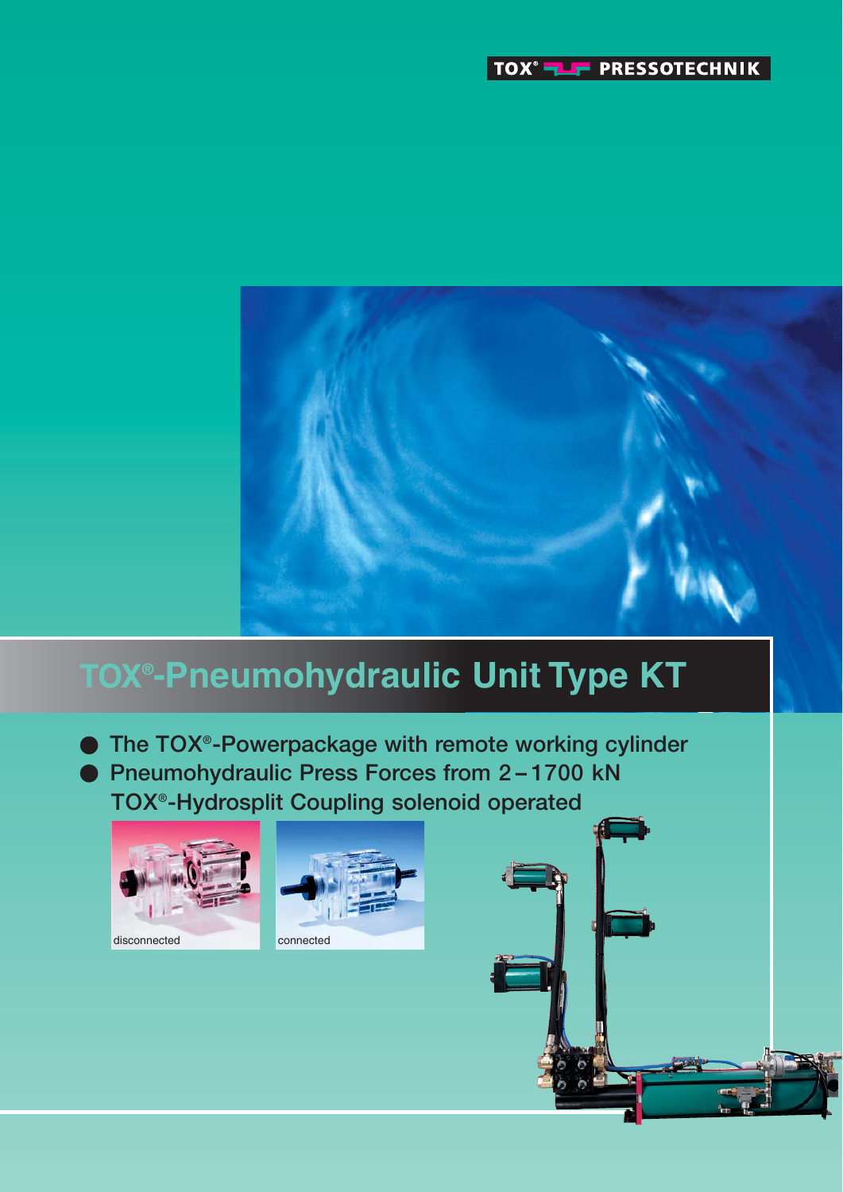TOX® PRESSOTECHNIK

# TOX®-Pneumohydraulic Unit Type KT

- The TOX®-Powerpackage with remote working cylinder
- Pneumohydraulic Press Forces from 2 – 1700 kN

  TOX®-Hydrosplit Coupling solenoid operated

disconnected

connected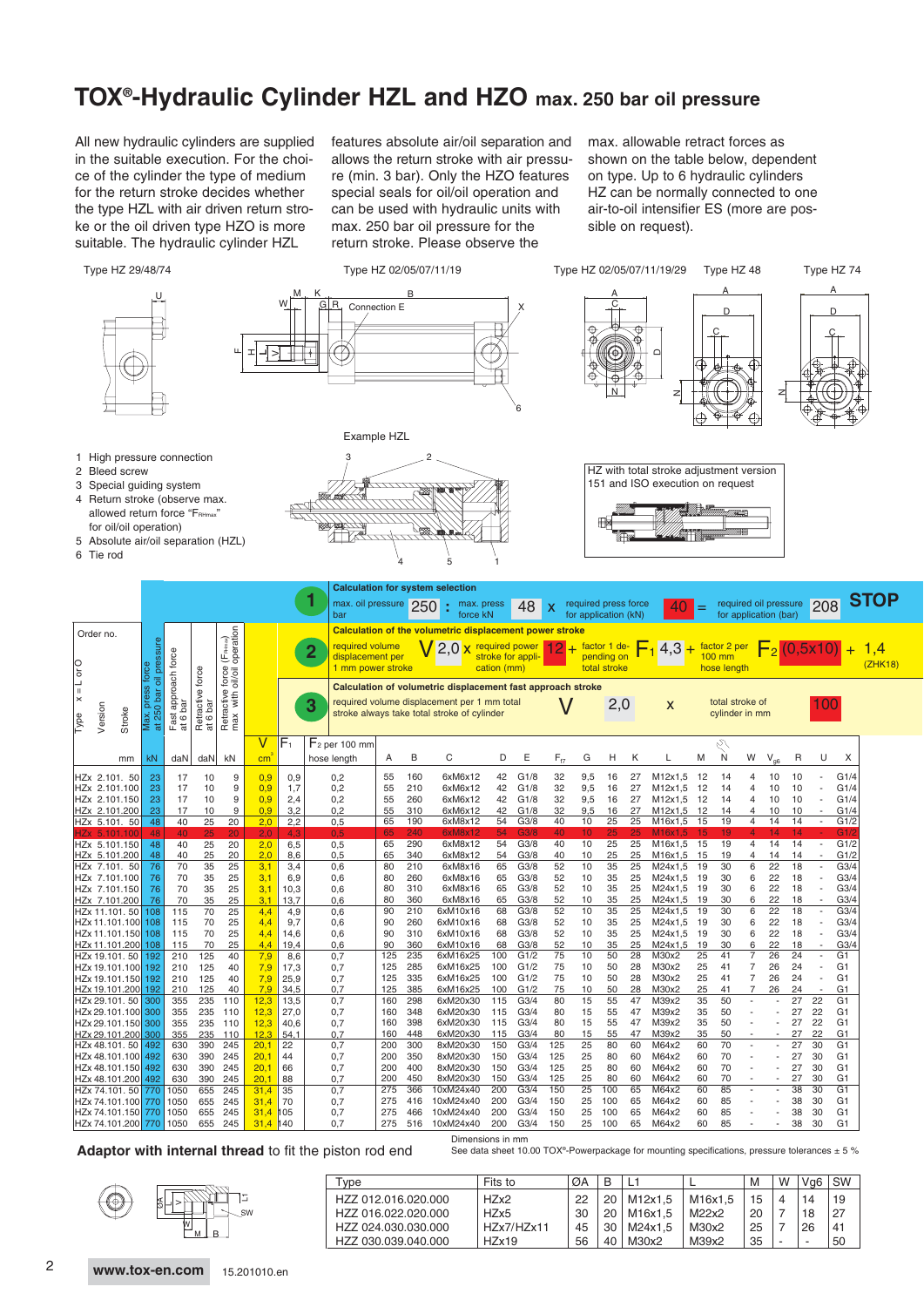# TOX®-Hydraulic Cylinder HZL and HZO max. 250 bar oil pressure

All new hydraulic cylinders are supplied in the suitable execution. For the choice of the cylinder the type of medium for the return stroke decides whether the type HZL with air driven return stroke or the oil driven type HZO is more suitable. The hydraulic cylinder HZL features absolute air/oil separation and allows the return stroke with air pressure (min. 3 bar). Only the HZO features special seals for oil/oil operation and can be used with hydraulic units with max. 250 bar oil pressure for the return stroke. Please observe the max. allowable retract forces as shown on the table below, dependent on type. Up to 6 hydraulic cylinders HZ can be normally connected to one air-to-oil intensifier ES (more are possible on request).

Type HZ 29/48/74 — Type HZ 02/05/07/11/19 — Type HZ 02/05/07/11/19/29 — Type HZ 48 — Type HZ 74

Example HZL

1 High pressure connection
2 Bleed screw
3 Special guiding system
4 Return stroke (observe max. allowed return force "$F_{RHmax}$" for oil/oil operation)
5 Absolute air/oil separation (HZL)
6 Tie rod

HZ with total stroke adjustment version 151 and ISO execution on request

**1 Calculation for system selection**

max. oil pressure bar **250** : max. press force kN **48** x required press force for application (kN) **40** = required oil pressure for application (bar) **208** **STOP**

**2 Calculation of the volumetric displacement power stroke**

required volume displacement per 1 mm power stroke **V 2,0** x required power stroke for application (mm) **12** + factor 1 depending on total stroke **$F_1$ 4,3** + factor 2 per 100 mm hose length **$F_2$ (0,5x10)** + **1,4** (ZHK18)

**3 Calculation of volumetric displacement fast approach stroke**

required volume displacement per 1 mm total stroke always take total stroke of cylinder **V 2,0** x total stroke of cylinder in mm **100**

| Order no. Type x = L or O Version Stroke (mm) | Max. press force at 250 bar oil pressure (kN) | Fast approach force at 6 bar (daN) | Retractive force at 6 bar (daN) | Retractive force ($F_{RHmax}$) max. with oil/oil operation (kN) | V (cm³) | $F_1$ | $F_2$ per 100 mm hose length | A | B | C | D | E | $F_{I7}$ | G | H | K | L | M | N | W | $V_{g6}$ | R | U | X |
|---|---|---|---|---|---|---|---|---|---|---|---|---|---|---|---|---|---|---|---|---|---|---|---|---|
| HZx 2.101. 50 | 23 | 17 | 10 | 9 | 0,9 | 0,9 | 0,2 | 55 | 160 | 6xM6x12 | 42 | G1/8 | 32 | 9,5 | 16 | 27 | M12x1,5 | 12 | 14 | 4 | 10 | 10 | - | G1/4 |
| HZx 2.101.100 | 23 | 17 | 10 | 9 | 0,9 | 1,7 | 0,2 | 55 | 210 | 6xM6x12 | 42 | G1/8 | 32 | 9,5 | 16 | 27 | M12x1,5 | 12 | 14 | 4 | 10 | 10 | - | G1/4 |
| HZx 2.101.150 | 23 | 17 | 10 | 9 | 0,9 | 2,4 | 0,2 | 55 | 260 | 6xM6x12 | 42 | G1/8 | 32 | 9,5 | 16 | 27 | M12x1,5 | 12 | 14 | 4 | 10 | 10 | - | G1/4 |
| HZx 2.101.200 | 23 | 17 | 10 | 9 | 0,9 | 3,2 | 0,2 | 55 | 310 | 6xM6x12 | 42 | G1/8 | 32 | 9,5 | 16 | 27 | M12x1,5 | 12 | 14 | 4 | 10 | 10 | - | G1/4 |
| HZx 5.101. 50 | 48 | 40 | 25 | 20 | 2,0 | 2,2 | 0,5 | 65 | 190 | 6xM8x12 | 54 | G3/8 | 40 | 10 | 25 | 25 | M16x1,5 | 15 | 19 | 4 | 14 | 14 | - | G1/2 |
| HZx 5.101.100 | 48 | 40 | 25 | 20 | 2,0 | 4,3 | 0,5 | 65 | 240 | 6xM8x12 | 54 | G3/8 | 40 | 10 | 25 | 25 | M16x1,5 | 15 | 19 | 4 | 14 | 14 | - | G1/2 |
| HZx 5.101.150 | 48 | 40 | 25 | 20 | 2,0 | 6,5 | 0,5 | 65 | 290 | 6xM8x12 | 54 | G3/8 | 40 | 10 | 25 | 25 | M16x1,5 | 15 | 19 | 4 | 14 | 14 | - | G1/2 |
| HZx 5.101.200 | 48 | 40 | 25 | 20 | 2,0 | 8,6 | 0,5 | 65 | 340 | 6xM8x12 | 54 | G3/8 | 40 | 10 | 25 | 25 | M16x1,5 | 15 | 19 | 4 | 14 | 14 | - | G1/2 |
| HZx 7.101. 50 | 76 | 70 | 35 | 25 | 3,1 | 3,4 | 0,6 | 80 | 210 | 6xM8x16 | 65 | G3/8 | 52 | 10 | 35 | 25 | M24x1,5 | 19 | 30 | 6 | 22 | 18 | - | G3/4 |
| HZx 7.101.100 | 76 | 70 | 35 | 25 | 3,1 | 6,9 | 0,6 | 80 | 260 | 6xM8x16 | 65 | G3/8 | 52 | 10 | 35 | 25 | M24x1,5 | 19 | 30 | 6 | 22 | 18 | - | G3/4 |
| HZx 7.101.150 | 76 | 70 | 35 | 25 | 3,1 | 10,3 | 0,6 | 80 | 310 | 6xM8x16 | 65 | G3/8 | 52 | 10 | 35 | 25 | M24x1,5 | 19 | 30 | 6 | 22 | 18 | - | G3/4 |
| HZx 7.101.200 | 76 | 70 | 35 | 25 | 3,1 | 13,7 | 0,6 | 80 | 360 | 6xM8x16 | 65 | G3/8 | 52 | 10 | 35 | 25 | M24x1,5 | 19 | 30 | 6 | 22 | 18 | - | G3/4 |
| HZx 11.101. 50 | 108 | 115 | 70 | 25 | 4,4 | 4,9 | 0,6 | 90 | 210 | 6xM10x16 | 68 | G3/8 | 52 | 10 | 35 | 25 | M24x1,5 | 19 | 30 | 6 | 22 | 18 | - | G3/4 |
| HZx 11.101.100 | 108 | 115 | 70 | 25 | 4,4 | 9,7 | 0,6 | 90 | 260 | 6xM10x16 | 68 | G3/8 | 52 | 10 | 35 | 25 | M24x1,5 | 19 | 30 | 6 | 22 | 18 | - | G3/4 |
| HZx 11.101.150 | 108 | 115 | 70 | 25 | 4,4 | 14,6 | 0,6 | 90 | 310 | 6xM10x16 | 68 | G3/8 | 52 | 10 | 35 | 25 | M24x1,5 | 19 | 30 | 6 | 22 | 18 | - | G3/4 |
| HZx 11.101.200 | 108 | 115 | 70 | 25 | 4,4 | 19,4 | 0,6 | 90 | 360 | 6xM10x16 | 68 | G3/8 | 52 | 10 | 35 | 25 | M24x1,5 | 19 | 30 | 6 | 22 | 18 | - | G3/4 |
| HZx 19.101. 50 | 192 | 210 | 125 | 40 | 7,9 | 8,6 | 0,7 | 125 | 235 | 6xM16x25 | 100 | G1/2 | 75 | 10 | 50 | 28 | M30x2 | 25 | 41 | 7 | 26 | 24 | - | G1 |
| HZx 19.101.100 | 192 | 210 | 125 | 40 | 7,9 | 17,3 | 0,7 | 125 | 285 | 6xM16x25 | 100 | G1/2 | 75 | 10 | 50 | 28 | M30x2 | 25 | 41 | 7 | 26 | 24 | - | G1 |
| HZx 19.101.150 | 192 | 210 | 125 | 40 | 7,9 | 25,9 | 0,7 | 125 | 335 | 6xM16x25 | 100 | G1/2 | 75 | 10 | 50 | 28 | M30x2 | 25 | 41 | 7 | 26 | 24 | - | G1 |
| HZx 19.101.200 | 192 | 210 | 125 | 40 | 7,9 | 34,5 | 0,7 | 125 | 385 | 6xM16x25 | 100 | G1/2 | 75 | 10 | 50 | 28 | M30x2 | 25 | 41 | 7 | 26 | 24 | - | G1 |
| HZx 29.101. 50 | 300 | 355 | 235 | 110 | 12,3 | 13,5 | 0,7 | 160 | 298 | 6xM20x30 | 115 | G3/4 | 80 | 15 | 55 | 47 | M39x2 | 35 | 50 | - | - | 27 | 22 | G1 |
| HZx 29.101.100 | 300 | 355 | 235 | 110 | 12,3 | 27,0 | 0,7 | 160 | 348 | 6xM20x30 | 115 | G3/4 | 80 | 15 | 55 | 47 | M39x2 | 35 | 50 | - | - | 27 | 22 | G1 |
| HZx 29.101.150 | 300 | 355 | 235 | 110 | 12,3 | 40,6 | 0,7 | 160 | 398 | 6xM20x30 | 115 | G3/4 | 80 | 15 | 55 | 47 | M39x2 | 35 | 50 | - | - | 27 | 22 | G1 |
| HZx 29.101.200 | 300 | 355 | 235 | 110 | 12,3 | 54,1 | 0,7 | 160 | 448 | 6xM20x30 | 115 | G3/4 | 80 | 15 | 55 | 47 | M39x2 | 35 | 50 | - | - | 27 | 22 | G1 |
| HZx 48.101. 50 | 492 | 630 | 390 | 245 | 20,1 | 22 | 0,7 | 200 | 300 | 8xM20x30 | 150 | G3/4 | 125 | 25 | 80 | 60 | M64x2 | 60 | 70 | - | - | 27 | 30 | G1 |
| HZx 48.101.100 | 492 | 630 | 390 | 245 | 20,1 | 44 | 0,7 | 200 | 350 | 8xM20x30 | 150 | G3/4 | 125 | 25 | 80 | 60 | M64x2 | 60 | 70 | - | - | 27 | 30 | G1 |
| HZx 48.101.150 | 492 | 630 | 390 | 245 | 20,1 | 66 | 0,7 | 200 | 400 | 8xM20x30 | 150 | G3/4 | 125 | 25 | 80 | 60 | M64x2 | 60 | 70 | - | - | 27 | 30 | G1 |
| HZx 48.101.200 | 492 | 630 | 390 | 245 | 20,1 | 88 | 0,7 | 200 | 450 | 8xM20x30 | 150 | G3/4 | 125 | 25 | 80 | 60 | M64x2 | 60 | 70 | - | - | 27 | 30 | G1 |
| HZx 74.101. 50 | 770 | 1050 | 655 | 245 | 31,4 | 35 | 0,7 | 275 | 366 | 10xM24x40 | 200 | G3/4 | 150 | 25 | 100 | 65 | M64x2 | 60 | 85 | - | - | 38 | 30 | G1 |
| HZx 74.101.100 | 770 | 1050 | 655 | 245 | 31,4 | 70 | 0,7 | 275 | 416 | 10xM24x40 | 200 | G3/4 | 150 | 25 | 100 | 65 | M64x2 | 60 | 85 | - | - | 38 | 30 | G1 |
| HZx 74.101.150 | 770 | 1050 | 655 | 245 | 31,4 | 105 | 0,7 | 275 | 466 | 10xM24x40 | 200 | G3/4 | 150 | 25 | 100 | 65 | M64x2 | 60 | 85 | - | - | 38 | 30 | G1 |
| HZx 74.101.200 | 770 | 1050 | 655 | 245 | 31,4 | 140 | 0,7 | 275 | 516 | 10xM24x40 | 200 | G3/4 | 150 | 25 | 100 | 65 | M64x2 | 60 | 85 | - | - | 38 | 30 | G1 |

Dimensions in mm
See data sheet 10.00 TOX®-Powerpackage for mounting specifications, pressure tolerances ± 5 %

**Adaptor with internal thread** to fit the piston rod end

| Type | Fits to | ØA | B | L1 | L | M | W | Vg6 | SW |
|---|---|---|---|---|---|---|---|---|---|
| HZZ 012.016.020.000 | HZx2 | 22 | 20 | M12x1,5 | M16x1,5 | 15 | 4 | 14 | 19 |
| HZZ 016.022.020.000 | HZx5 | 30 | 20 | M16x1,5 | M22x2 | 20 | 7 | 18 | 27 |
| HZZ 024.030.030.000 | HZx7/HZx11 | 45 | 30 | M24x1,5 | M30x2 | 25 | 7 | 26 | 41 |
| HZZ 030.039.040.000 | HZx19 | 56 | 40 | M30x2 | M39x2 | 35 | - | - | 50 |

www.tox-en.com 15.201010.en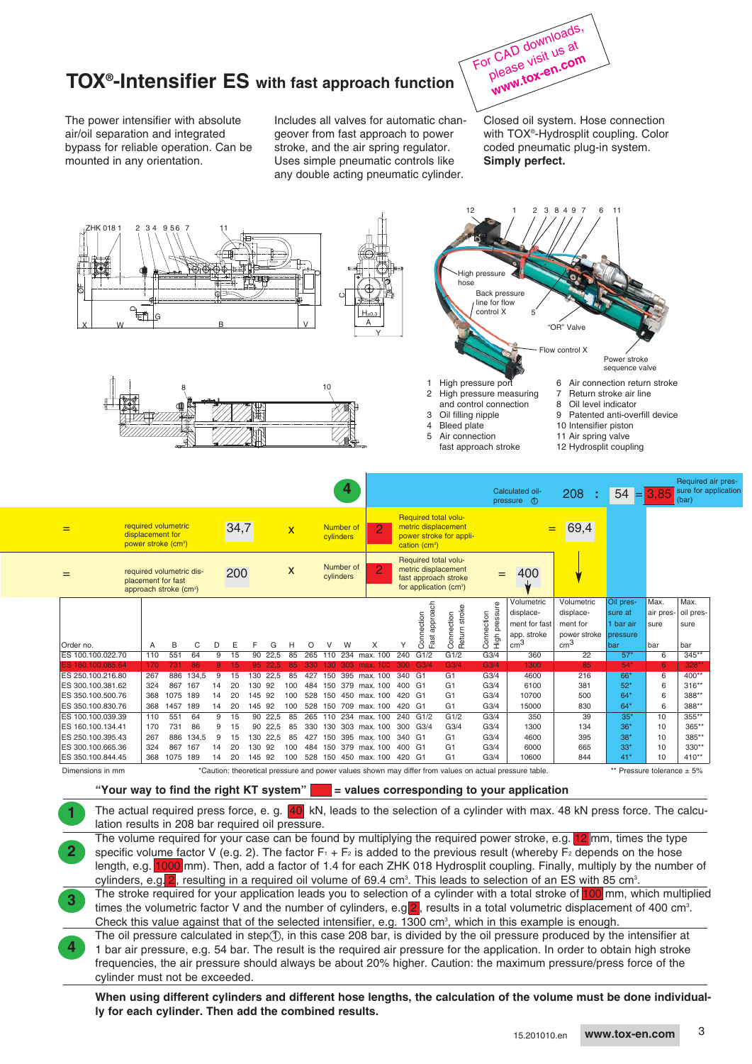# TOX®-Intensifier ES with fast approach function

For CAD downloads, please visit us at **www.tox-en.com**

The power intensifier with absolute air/oil separation and integrated bypass for reliable operation. Can be mounted in any orientation.

Includes all valves for automatic changeover from fast approach to power stroke, and the air spring regulator. Uses simple pneumatic controls like any double acting pneumatic cylinder.

Closed oil system. Hose connection with TOX®-Hydrosplit coupling. Color coded pneumatic plug-in system. **Simply perfect.**

ZHK 018 1 2 3 4 9 5 6 7 11

High pressure hose
Back pressure line for flow control X
"OR" Valve
Flow control X
Power stroke sequence valve

1. High pressure port
2. High pressure measuring and control connection
3. Oil filling nipple
4. Bleed plate
5. Air connection fast approach stroke
6. Air connection return stroke
7. Return stroke air line
8. Oil level indicator
9. Patented anti-overfill device
10. Intensifier piston
11. Air spring valve
12. Hydrosplit coupling

| | | | | | | | | |
|---|---|---|---|---|---|---|---|---|
| | | | | **4** | Calculated oil-pressure ① | 208 : | 54 = **3,85** | Required air pressure for application (bar) |
| = | required volumetric displacement for power stroke (cm³) | 34,7 | x | Number of cylinders **2** | Required total volumetric displacement power stroke for application (cm³) | = 69,4 | | |
| = | required volumetric displacement for fast approach stroke (cm³) | 200 | x | Number of cylinders **2** | Required total volumetric displacement fast approach stroke for application (cm³) | = 400 | | |

| Order no. | A | B | C | D | E | F | G | H | O | V | W | X | Y | Connection Fast approach | Connection Return stroke | Connection High pressure | Volumetric displacement for fast app. stroke cm³ | Volumetric displacement for power stroke cm³ | Oil pressure at 1 bar air pressure bar | Max. air pressure bar | Max. oil pressure bar |
|---|---|---|---|---|---|---|---|---|---|---|---|---|---|---|---|---|---|---|---|---|---|
| ES 100.100.022.70 | 110 | 551 | 64 | 9 | 15 | 90 | 22,5 | 85 | 265 | 110 | 234 | max. 100 | 240 | G1/2 | G1/2 | G3/4 | 360 | 22 | 57* | 6 | 345** |
| ES 160.100.085.54 | 170 | 731 | 86 | 9 | 15 | 95 | 22,5 | 85 | 330 | 130 | 303 | max. 100 | 300 | G3/4 | G3/4 | G3/4 | 1300 | 85 | 54* | 6 | 328** |
| ES 250.100.216.80 | 267 | 886 | 134,5 | 9 | 15 | 130 | 22,5 | 85 | 427 | 150 | 395 | max. 100 | 340 | G1 | G1 | G3/4 | 4600 | 216 | 66* | 6 | 400** |
| ES 300.100.381.62 | 324 | 867 | 167 | 14 | 20 | 130 | 92 | 100 | 484 | 150 | 379 | max. 100 | 400 | G1 | G1 | G3/4 | 6100 | 381 | 52* | 6 | 316** |
| ES 350.100.500.76 | 368 | 1075 | 189 | 14 | 20 | 145 | 92 | 100 | 528 | 150 | 450 | max. 100 | 420 | G1 | G1 | G3/4 | 10700 | 500 | 64* | 6 | 388** |
| ES 350.100.830.76 | 368 | 1457 | 189 | 14 | 20 | 145 | 92 | 100 | 528 | 150 | 709 | max. 100 | 420 | G1 | G1 | G3/4 | 15000 | 830 | 64* | 6 | 388** |
| ES 100.100.039.39 | 110 | 551 | 64 | 9 | 15 | 90 | 22,5 | 85 | 265 | 110 | 234 | max. 100 | 240 | G1/2 | G1/2 | G3/4 | 350 | 39 | 35* | 10 | 355** |
| ES 160.100.134.41 | 170 | 731 | 86 | 9 | 15 | 90 | 22,5 | 85 | 330 | 130 | 303 | max. 100 | 300 | G3/4 | G3/4 | G3/4 | 1300 | 134 | 36* | 10 | 365** |
| ES 250.100.395.43 | 267 | 886 | 134,5 | 9 | 15 | 130 | 22,5 | 85 | 427 | 150 | 395 | max. 100 | 340 | G1 | G1 | G3/4 | 4600 | 395 | 38* | 10 | 385** |
| ES 300.100.665.36 | 324 | 867 | 167 | 14 | 20 | 130 | 92 | 100 | 484 | 150 | 379 | max. 100 | 400 | G1 | G1 | G3/4 | 6000 | 665 | 33* | 10 | 330** |
| ES 350.100.844.45 | 368 | 1075 | 189 | 14 | 20 | 145 | 92 | 100 | 528 | 150 | 450 | max. 100 | 420 | G1 | G1 | G3/4 | 10600 | 844 | 41* | 10 | 410** |

Dimensions in mm
*Caution: theoretical pressure and power values shown may differ from values on actual pressure table.
** Pressure tolerance ± 5%

**"Your way to find the right KT system"** ■ **= values corresponding to your application**

**1** The actual required press force, e. g. 40 kN, leads to the selection of a cylinder with max. 48 kN press force. The calculation results in 208 bar required oil pressure.

**2** The volume required for your case can be found by multiplying the required power stroke, e.g. 12 mm, times the type specific volume factor V (e.g. 2). The factor $F_1 + F_2$ is added to the previous result (whereby $F_2$ depends on the hose length, e.g. 1000 mm). Then, add a factor of 1.4 for each ZHK 018 Hydrosplit coupling. Finally, multiply by the number of cylinders, e.g. 2, resulting in a required oil volume of 69.4 cm³. This leads to selection of an ES with 85 cm³.

**3** The stroke required for your application leads you to selection of a cylinder with a total stroke of 100 mm, which multiplied times the volumetric factor V and the number of cylinders, e.g 2, results in a total volumetric displacement of 400 cm³. Check this value against that of the selected intensifier, e.g. 1300 cm³, which in this example is enough.

**4** The oil pressure calculated in step①, in this case 208 bar, is divided by the oil pressure produced by the intensifier at 1 bar air pressure, e.g. 54 bar. The result is the required air pressure for the application. In order to obtain high stroke frequencies, the air pressure should always be about 20% higher. Caution: the maximum pressure/press force of the cylinder must not be exceeded.

**When using different cylinders and different hose lengths, the calculation of the volume must be done individually for each cylinder. Then add the combined results.**

15.201010.en **www.tox-en.com**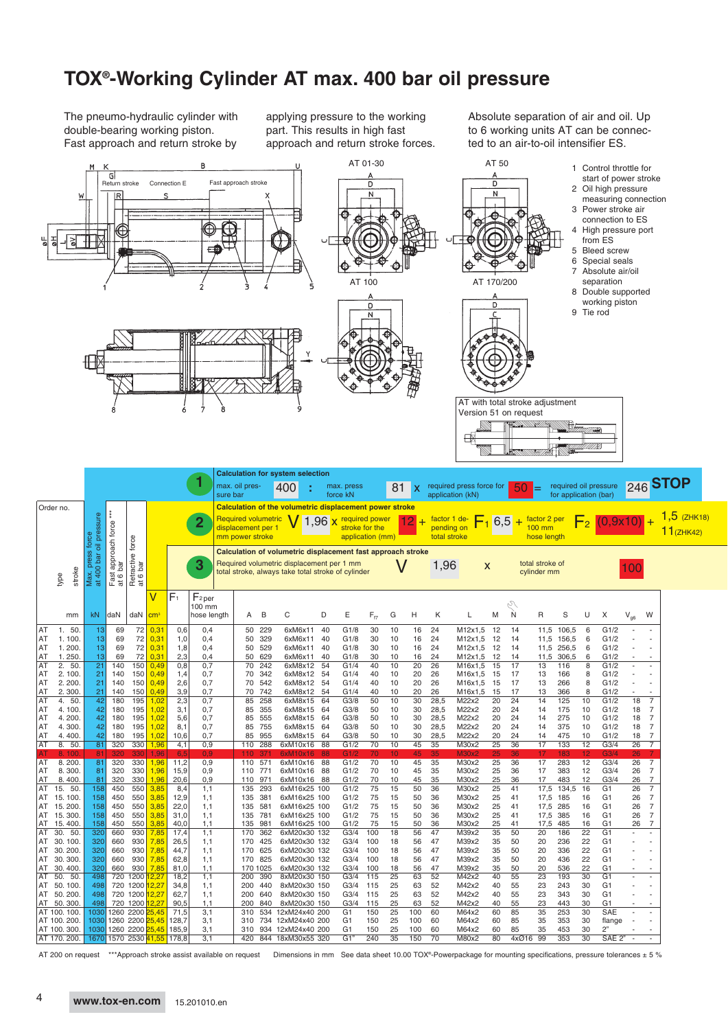# TOX®-Working Cylinder AT max. 400 bar oil pressure

The pneumo-hydraulic cylinder with double-bearing working piston. Fast approach and return stroke by applying pressure to the working part. This results in high fast approach and return stroke forces.

Absolute separation of air and oil. Up to 6 working units AT can be connected to an air-to-oil intensifier ES.

1 Control throttle for start of power stroke
2 Oil high pressure measuring connection
3 Power stroke air connection to ES
4 High pressure port from ES
5 Bleed screw
6 Special seals
7 Absolute air/oil separation
8 Double supported working piston
9 Tie rod

AT 01-30 — AT 50 — AT 100 — AT 170/200

AT with total stroke adjustment
Version 51 on request

**1 Calculation for system selection**

max. oil pressure bar 400 : max. press force kN 81 x required press force for application (kN) 50 = required oil pressure for application (bar) 246 **STOP**

**2 Calculation of the volumetric displacement power stroke**

Required volumetric displacement per 1 mm power stroke V 1,96 x required power stroke for the application (mm) 12 + factor 1 depending on total stroke F1 6,5 + factor 2 per 100 mm hose length F2 (0,9x10) + 1,5 (ZHK18) 11 (ZHK42)

**3 Calculation of volumetric displacement fast approach stroke**

Required volumetric displacement per 1 mm total stroke, always take total stroke of cylinder V 1,96 x total stroke of cylinder mm 100

| Order no. type | stroke mm | Max. press force at 400 bar oil pressure kN | Fast approach force *** at 6 bar daN | Retractive force at 6 bar daN | V cm³ | F1 | F2 per 100 mm hose length | A | B | C | D | E | F f7 | G | H | K | L | M | N | R | S | U | X | V g6 | W |
|---|---|---|---|---|---|---|---|---|---|---|---|---|---|---|---|---|---|---|---|---|---|---|---|---|---|
| AT 1. | 50. | 13 | 69 | 72 | 0,31 | 0,6 | 0,4 | 50 | 229 | 6xM6x11 | 40 | G1/8 | 30 | 10 | 16 | 24 | M12x1,5 | 12 | 14 | 11,5 | 106,5 | 6 | G1/2 | - | - |
| AT 1. | 100. | 13 | 69 | 72 | 0,31 | 1,0 | 0,4 | 50 | 329 | 6xM6x11 | 40 | G1/8 | 30 | 10 | 16 | 24 | M12x1,5 | 12 | 14 | 11,5 | 156,5 | 6 | G1/2 | - | - |
| AT 1. | 200. | 13 | 69 | 72 | 0,31 | 1,8 | 0,4 | 50 | 529 | 6xM6x11 | 40 | G1/8 | 30 | 10 | 16 | 24 | M12x1,5 | 12 | 14 | 11,5 | 256,5 | 6 | G1/2 | - | - |
| AT 1. | 250. | 13 | 69 | 72 | 0,31 | 2,3 | 0,4 | 50 | 629 | 6xM6x11 | 40 | G1/8 | 30 | 10 | 16 | 24 | M12x1,5 | 12 | 14 | 11,5 | 306,5 | 6 | G1/2 | - | - |
| AT 2. | 50. | 21 | 140 | 150 | 0,49 | 0,8 | 0,7 | 70 | 242 | 6xM8x12 | 54 | G1/4 | 40 | 10 | 20 | 26 | M16x1,5 | 15 | 17 | 13 | 116 | 8 | G1/2 | - | - |
| AT 2. | 100. | 21 | 140 | 150 | 0,49 | 1,4 | 0,7 | 70 | 342 | 6xM8x12 | 54 | G1/4 | 40 | 10 | 20 | 26 | M16x1,5 | 15 | 17 | 13 | 166 | 8 | G1/2 | - | - |
| AT 2. | 200. | 21 | 140 | 150 | 0,49 | 2,6 | 0,7 | 70 | 542 | 6xM8x12 | 54 | G1/4 | 40 | 10 | 20 | 26 | M16x1,5 | 15 | 17 | 13 | 266 | 8 | G1/2 | - | - |
| AT 2. | 300. | 21 | 140 | 150 | 0,49 | 3,9 | 0,7 | 70 | 742 | 6xM8x12 | 54 | G1/4 | 40 | 10 | 20 | 26 | M16x1,5 | 15 | 17 | 13 | 366 | 8 | G1/2 | - | - |
| AT 4. | 50. | 42 | 180 | 195 | 1,02 | 2,3 | 0,7 | 85 | 258 | 6xM8x15 | 64 | G3/8 | 50 | 10 | 30 | 28,5 | M22x2 | 20 | 24 | 14 | 125 | 10 | G1/2 | 18 | 7 |
| AT 4. | 100. | 42 | 180 | 195 | 1,02 | 3,1 | 0,7 | 85 | 355 | 6xM8x15 | 64 | G3/8 | 50 | 10 | 30 | 28,5 | M22x2 | 20 | 24 | 14 | 175 | 10 | G1/2 | 18 | 7 |
| AT 4. | 200. | 42 | 180 | 195 | 1,02 | 5,6 | 0,7 | 85 | 555 | 6xM8x15 | 64 | G3/8 | 50 | 10 | 30 | 28,5 | M22x2 | 20 | 24 | 14 | 275 | 10 | G1/2 | 18 | 7 |
| AT 4. | 300. | 42 | 180 | 195 | 1,02 | 8,1 | 0,7 | 85 | 755 | 6xM8x15 | 64 | G3/8 | 50 | 10 | 30 | 28,5 | M22x2 | 20 | 24 | 14 | 375 | 10 | G1/2 | 18 | 7 |
| AT 4. | 400. | 42 | 180 | 195 | 1,02 | 10,6 | 0,7 | 85 | 955 | 6xM8x15 | 64 | G3/8 | 50 | 10 | 30 | 28,5 | M22x2 | 20 | 24 | 14 | 475 | 10 | G1/2 | 18 | 7 |
| AT 8. | 50. | 81 | 320 | 330 | 1,96 | 4,1 | 0,9 | 110 | 288 | 6xM10x16 | 88 | G1/2 | 70 | 10 | 45 | 35 | M30x2 | 25 | 36 | 17 | 133 | 12 | G3/4 | 26 | 7 |
| AT 8. | 100. | 81 | 320 | 330 | 1,96 | 6,5 | 0,9 | 110 | 371 | 6xM10x16 | 88 | G1/2 | 70 | 10 | 45 | 35 | M30x2 | 25 | 36 | 17 | 183 | 12 | G3/4 | 26 | 7 |
| AT 8. | 200. | 81 | 320 | 330 | 1,96 | 11,2 | 0,9 | 110 | 571 | 6xM10x16 | 88 | G1/2 | 70 | 10 | 45 | 35 | M30x2 | 25 | 36 | 17 | 283 | 12 | G3/4 | 26 | 7 |
| AT 8. | 300. | 81 | 320 | 330 | 1,96 | 15,9 | 0,9 | 110 | 771 | 6xM10x16 | 88 | G1/2 | 70 | 10 | 45 | 35 | M30x2 | 25 | 36 | 17 | 383 | 12 | G3/4 | 26 | 7 |
| AT 8. | 400. | 81 | 320 | 330 | 1,96 | 20,6 | 0,9 | 110 | 971 | 6xM10x16 | 88 | G1/2 | 70 | 10 | 45 | 35 | M30x2 | 25 | 36 | 17 | 483 | 12 | G3/4 | 26 | 7 |
| AT 15. | 50. | 158 | 450 | 550 | 3,85 | 8,4 | 1,1 | 135 | 293 | 6xM16x25 | 100 | G1/2 | 75 | 15 | 50 | 36 | M30x2 | 25 | 41 | 17,5 | 134,5 | 16 | G1 | 26 | 7 |
| AT 15. | 100. | 158 | 450 | 550 | 3,85 | 12,9 | 1,1 | 135 | 381 | 6xM16x25 | 100 | G1/2 | 75 | 15 | 50 | 36 | M30x2 | 25 | 41 | 17,5 | 185 | 16 | G1 | 26 | 7 |
| AT 15. | 200. | 158 | 450 | 550 | 3,85 | 22,0 | 1,1 | 135 | 581 | 6xM16x25 | 100 | G1/2 | 75 | 15 | 50 | 36 | M30x2 | 25 | 41 | 17,5 | 285 | 16 | G1 | 26 | 7 |
| AT 15. | 300. | 158 | 450 | 550 | 3,85 | 31,0 | 1,1 | 135 | 781 | 6xM16x25 | 100 | G1/2 | 75 | 15 | 50 | 36 | M30x2 | 25 | 41 | 17,5 | 385 | 16 | G1 | 26 | 7 |
| AT 15. | 400. | 158 | 450 | 550 | 3,85 | 40,0 | 1,1 | 135 | 981 | 6xM16x25 | 100 | G1/2 | 75 | 15 | 50 | 36 | M30x2 | 25 | 41 | 17,5 | 485 | 16 | G1 | 26 | 7 |
| AT 30. | 50. | 320 | 660 | 930 | 7,85 | 17,4 | 1,1 | 170 | 362 | 6xM20x30 | 132 | G3/4 | 100 | 18 | 56 | 47 | M39x2 | 35 | 50 | 20 | 186 | 22 | G1 | - | - |
| AT 30. | 100. | 320 | 660 | 930 | 7,85 | 26,5 | 1,1 | 170 | 425 | 6xM20x30 | 132 | G3/4 | 100 | 18 | 56 | 47 | M39x2 | 35 | 50 | 20 | 236 | 22 | G1 | - | - |
| AT 30. | 200. | 320 | 660 | 930 | 7,85 | 44,7 | 1,1 | 170 | 625 | 6xM20x30 | 132 | G3/4 | 100 | 18 | 56 | 47 | M39x2 | 35 | 50 | 20 | 336 | 22 | G1 | - | - |
| AT 30. | 300. | 320 | 660 | 930 | 7,85 | 62,8 | 1,1 | 170 | 825 | 6xM20x30 | 132 | G3/4 | 100 | 18 | 56 | 47 | M39x2 | 35 | 50 | 20 | 436 | 22 | G1 | - | - |
| AT 30. | 400. | 320 | 660 | 930 | 7,85 | 81,0 | 1,1 | 170 | 1025 | 6xM20x30 | 132 | G3/4 | 100 | 18 | 56 | 47 | M39x2 | 35 | 50 | 20 | 536 | 22 | G1 | - | - |
| AT 50. | 50. | 498 | 720 | 1200 | 12,27 | 18,2 | 1,1 | 200 | 390 | 8xM20x30 | 150 | G3/4 | 115 | 25 | 63 | 52 | M42x2 | 40 | 55 | 23 | 193 | 30 | G1 | - | - |
| AT 50. | 100. | 498 | 720 | 1200 | 12,27 | 34,8 | 1,1 | 200 | 440 | 8xM20x30 | 150 | G3/4 | 115 | 25 | 63 | 52 | M42x2 | 40 | 55 | 23 | 243 | 30 | G1 | - | - |
| AT 50. | 200. | 498 | 720 | 1200 | 12,27 | 62,7 | 1,1 | 200 | 640 | 8xM20x30 | 150 | G3/4 | 115 | 25 | 63 | 52 | M42x2 | 40 | 55 | 23 | 343 | 30 | G1 | - | - |
| AT 50. | 300. | 498 | 720 | 1200 | 12,27 | 90,5 | 1,1 | 200 | 840 | 8xM20x30 | 150 | G3/4 | 115 | 25 | 63 | 52 | M42x2 | 40 | 55 | 23 | 443 | 30 | G1 | - | - |
| AT 100. | 100. | 1030 | 1260 | 2200 | 25,45 | 71,5 | 3,1 | 310 | 534 | 12xM24x40 | 200 | G1 | 150 | 25 | 100 | 60 | M64x2 | 60 | 85 | 35 | 253 | 30 | SAE | - | - |
| AT 100. | 200. | 1030 | 1260 | 2200 | 25,45 | 128,7 | 3,1 | 310 | 734 | 12xM24x40 | 200 | G1 | 150 | 25 | 100 | 60 | M64x2 | 60 | 85 | 35 | 353 | 30 | flange | - | - |
| AT 100. | 300. | 1030 | 1260 | 2200 | 25,45 | 185,9 | 3,1 | 310 | 934 | 12xM24x40 | 200 | G1 | 150 | 25 | 100 | 60 | M64x2 | 60 | 85 | 35 | 453 | 30 | 2" | - | - |
| AT 170. | 200. | 1670 | 1570 | 2530 | 41,55 | 178,8 | 3,1 | 420 | 844 | 18xM30x55 | 320 | G1" | 240 | 35 | 150 | 70 | M80x2 | 80 | 4xØ16 | 99 | 353 | 30 | SAE 2" | - | - |

AT 200 on request ***Approach stroke assist available on request Dimensions in mm See data sheet 10.00 TOX®-Powerpackage for mounting specifications, pressure tolerances ± 5 %

www.tox-en.com 15.201010.en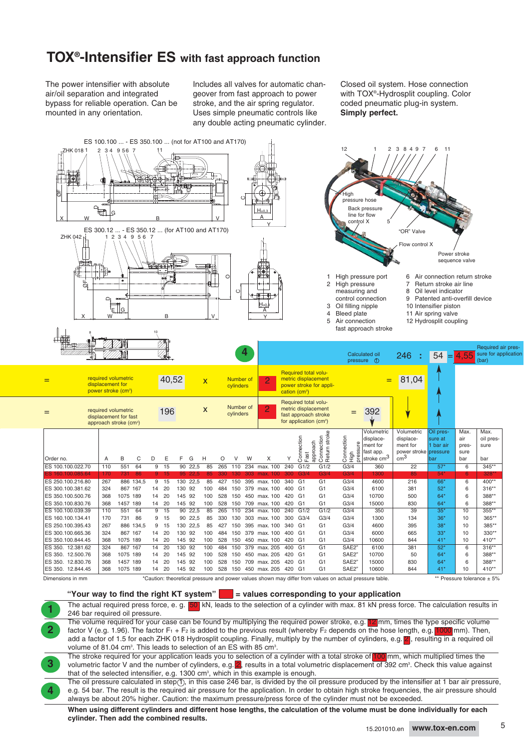# TOX®-Intensifier ES with fast approach function

The power intensifier with absolute air/oil separation and integrated bypass for reliable operation. Can be mounted in any orientation.

Includes all valves for automatic changeover from fast approach to power stroke, and the air spring regulator. Uses simple pneumatic controls like any double acting pneumatic cylinder.

Closed oil system. Hose connection with TOX®-Hydrosplit coupling. Color coded pneumatic plug-in system. **Simply perfect.**

ES 100.100 ... - ES 350.100 ... (not for AT100 and AT170)

ES 300.12 ... - ES 350.12 ... (for AT100 and AT170)

1 High pressure port
2 High pressure measuring and control connection
3 Oil filling nipple
4 Bleed plate
5 Air connection fast approach stroke
6 Air connection return stroke
7 Return stroke air line
8 Oil level indicator
9 Patented anti-overfill device
10 Intensifier piston
11 Air spring valve
12 Hydrosplit coupling

High pressure hose; Back pressure line for flow control X; "OR" Valve; Flow control X; Power stroke sequence valve

**4** Calculated oil pressure ① 246 : 54 = 4,55 Required air pressure for application (bar)

= required volumetric displacement for power stroke (cm³) 40,52 x Number of cylinders 2 Required total volumetric displacement power stroke for application (cm³) = 81,04

= required volumetric displacement for fast approach stroke (cm³) 196 x Number of cylinders 2 Required total volumetric displacement fast approach stroke for application (cm³) = 392

| Order no. | A | B | C | D | E | F | G | H | O | V | W | X | Y | Connection Fast approach | Connection Return stroke | Connection High pressure | Volumetric displacement for fast app. stroke cm³ | Volumetric displacement for power stroke cm³ | Oil pressure at 1 bar air pressure bar | Max. air pressure bar | Max. oil pressure bar |
|---|---|---|---|---|---|---|---|---|---|---|---|---|---|---|---|---|---|---|---|---|---|
| ES 100.100.022.70 | 110 | 551 | 64 | 9 | 15 | 90 | 22,5 | 85 | 265 | 110 | 234 | max. 100 | 240 | G1/2 | G1/2 | G3/4 | 360 | 22 | 57* | 6 | 345** |
| ES 160.100.085.64 | 170 | 731 | 86 | 9 | 15 | 95 | 22,5 | 85 | 330 | 130 | 303 | max. 100 | 300 | G3/4 | G3/4 | G3/4 | 1300 | 85 | 54* | 6 | 328** |
| ES 250.100.216.80 | 267 | 886 | 134,5 | 9 | 15 | 130 | 22,5 | 85 | 427 | 150 | 395 | max. 100 | 340 | G1 | G1 | G3/4 | 4600 | 216 | 66* | 6 | 400** |
| ES 300.100.381.62 | 324 | 867 | 167 | 14 | 20 | 130 | 92 | 100 | 484 | 150 | 379 | max. 100 | 400 | G1 | G1 | G3/4 | 6100 | 381 | 52* | 6 | 316** |
| ES 350.100.500.76 | 368 | 1075 | 189 | 14 | 20 | 145 | 92 | 100 | 528 | 150 | 450 | max. 100 | 420 | G1 | G1 | G3/4 | 10700 | 500 | 64* | 6 | 388** |
| ES 350.100.830.76 | 368 | 1457 | 189 | 14 | 20 | 145 | 92 | 100 | 528 | 150 | 709 | max. 100 | 420 | G1 | G1 | G3/4 | 15000 | 830 | 64* | 6 | 388** |
| ES 100.100.039.39 | 110 | 551 | 64 | 9 | 15 | 90 | 22,5 | 85 | 265 | 110 | 234 | max. 100 | 240 | G1/2 | G1/2 | G3/4 | 350 | 39 | 35* | 10 | 355** |
| ES 160.100.134.41 | 170 | 731 | 86 | 9 | 15 | 90 | 22,5 | 85 | 330 | 130 | 303 | max. 100 | 300 | G3/4 | G3/4 | G3/4 | 1300 | 134 | 36* | 10 | 365** |
| ES 250.100.395.43 | 267 | 886 | 134,5 | 9 | 15 | 130 | 22,5 | 85 | 427 | 150 | 395 | max. 100 | 340 | G1 | G1 | G3/4 | 4600 | 395 | 38* | 10 | 385** |
| ES 300.100.665.36 | 324 | 867 | 167 | 14 | 20 | 130 | 92 | 100 | 484 | 150 | 379 | max. 100 | 400 | G1 | G1 | G3/4 | 6000 | 665 | 33* | 10 | 330** |
| ES 350.100.844.45 | 368 | 1075 | 189 | 14 | 20 | 145 | 92 | 100 | 528 | 150 | 450 | max. 100 | 420 | G1 | G1 | G3/4 | 10600 | 844 | 41* | 10 | 410** |
| ES 350. 12.381.62 | 324 | 867 | 167 | 14 | 20 | 130 | 92 | 100 | 484 | 150 | 379 | max. 205 | 400 | G1 | G1 | SAE2" | 6100 | 381 | 52* | 6 | 316** |
| ES 350. 12.500.76 | 368 | 1075 | 189 | 14 | 20 | 145 | 92 | 100 | 528 | 150 | 450 | max. 205 | 420 | G1 | G1 | SAE2" | 10700 | 50 | 64* | 6 | 388** |
| ES 350. 12.830.76 | 368 | 1457 | 189 | 14 | 20 | 145 | 92 | 100 | 528 | 150 | 709 | max. 205 | 420 | G1 | G1 | SAE2" | 15000 | 830 | 64* | 6 | 388** |
| ES 350. 12.844.45 | 368 | 1075 | 189 | 14 | 20 | 145 | 92 | 100 | 528 | 150 | 450 | max. 205 | 420 | G1 | G1 | SAE2" | 10600 | 844 | 41* | 10 | 410** |

Dimensions in mm

*Caution: theoretical pressure and power values shown may differ from values on actual pressure table.

** Pressure tolerance ± 5%

**"Your way to find the right KT system" ■ = values corresponding to your application**

**1** The actual required press force, e. g. 50 kN, leads to the selection of a cylinder with max. 81 kN press force. The calculation results in 246 bar required oil pressure.

**2** The volume required for your case can be found by multiplying the required power stroke, e.g. 12 mm, times the type specific volume factor V (e.g. 1.96). The factor $F_1 + F_2$ is added to the previous result (whereby $F_2$ depends on the hose length, e.g. 1000 mm). Then, add a factor of 1.5 for each ZHK 018 Hydrosplit coupling. Finally, multiply by the number of cylinders, e.g. 2, resulting in a required oil volume of 81.04 cm³. This leads to selection of an ES with 85 cm³.

**3** The stroke required for your application leads you to selection of a cylinder with a total stroke of 100 mm, which multiplied times the volumetric factor V and the number of cylinders, e.g. 2, results in a total volumetric displacement of 392 cm³. Check this value against that of the selected intensifier, e.g. 1300 cm³, which in this example is enough.

**4** The oil pressure calculated in step ①, in this case 246 bar, is divided by the oil pressure produced by the intensifier at 1 bar air pressure, e.g. 54 bar. The result is the required air pressure for the application. In order to obtain high stroke frequencies, the air pressure should always be about 20% higher. Caution: the maximum pressure/press force of the cylinder must not be exceeded.

**When using different cylinders and different hose lengths, the calculation of the volume must be done individually for each cylinder. Then add the combined results.**

15.201010.en www.tox-en.com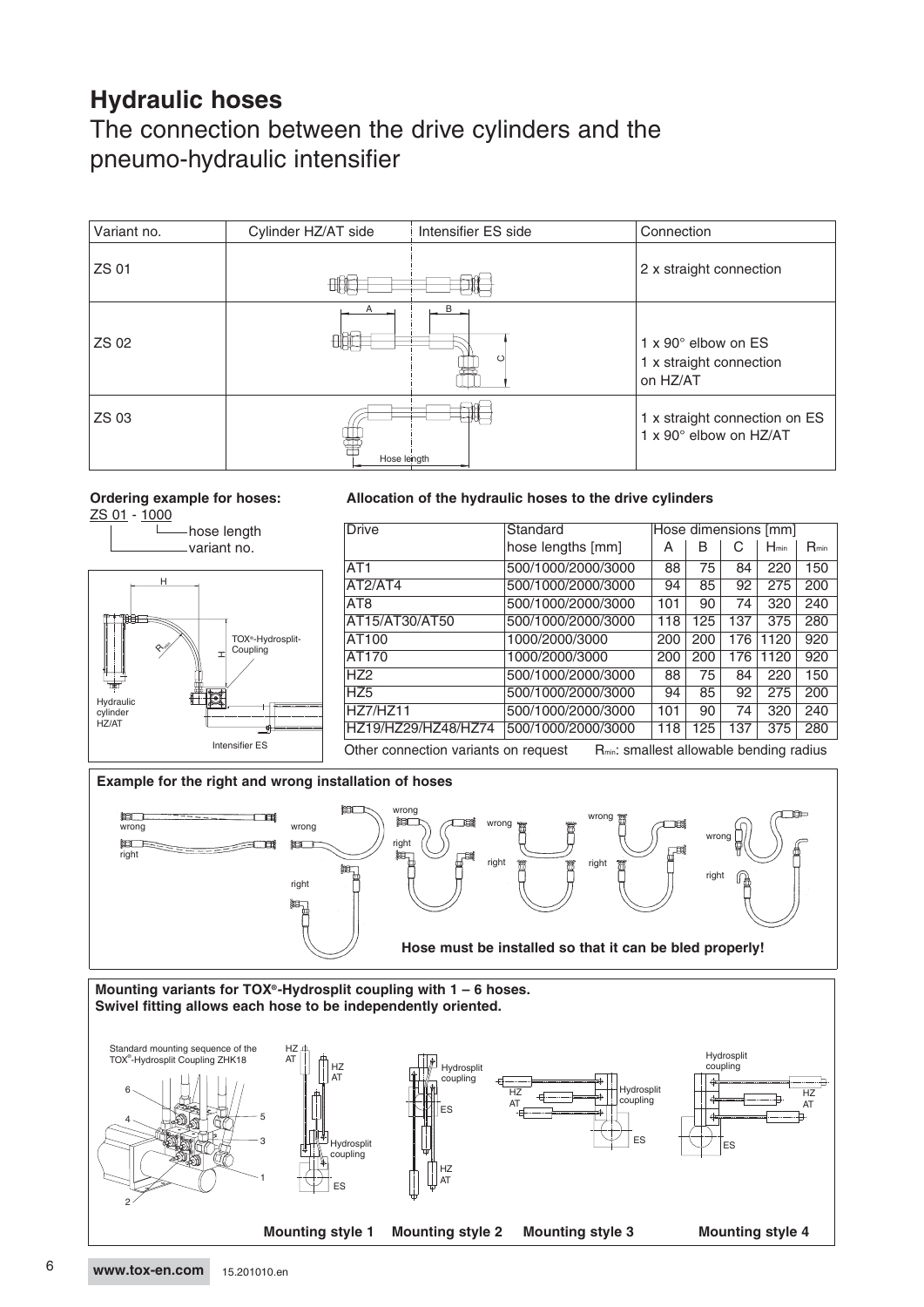# Hydraulic hoses

## The connection between the drive cylinders and the pneumo-hydraulic intensifier

| Variant no. | Cylinder HZ/AT side | Intensifier ES side | Connection |
|---|---|---|---|
| ZS 01 | | | 2 x straight connection |
| ZS 02 | A | B, C | 1 x 90° elbow on ES<br>1 x straight connection on HZ/AT |
| ZS 03 | | Hose length | 1 x straight connection on ES<br>1 x 90° elbow on HZ/AT |

**Ordering example for hoses:**

ZS 01 - 1000

- 1000: hose length
- ZS 01: variant no.

H, $R_{min}$, H, TOX®-Hydrosplit-Coupling, Hydraulic cylinder HZ/AT, Intensifier ES

**Allocation of the hydraulic hoses to the drive cylinders**

| Drive | Standard hose lengths [mm] | Hose dimensions [mm] | | | | |
|---|---|---|---|---|---|---|
| | | A | B | C | $H_{min}$ | $R_{min}$ |
| AT1 | 500/1000/2000/3000 | 88 | 75 | 84 | 220 | 150 |
| AT2/AT4 | 500/1000/2000/3000 | 94 | 85 | 92 | 275 | 200 |
| AT8 | 500/1000/2000/3000 | 101 | 90 | 74 | 320 | 240 |
| AT15/AT30/AT50 | 500/1000/2000/3000 | 118 | 125 | 137 | 375 | 280 |
| AT100 | 1000/2000/3000 | 200 | 200 | 176 | 1120 | 920 |
| AT170 | 1000/2000/3000 | 200 | 200 | 176 | 1120 | 920 |
| HZ2 | 500/1000/2000/3000 | 88 | 75 | 84 | 220 | 150 |
| HZ5 | 500/1000/2000/3000 | 94 | 85 | 92 | 275 | 200 |
| HZ7/HZ11 | 500/1000/2000/3000 | 101 | 90 | 74 | 320 | 240 |
| HZ19/HZ29/HZ48/HZ74 | 500/1000/2000/3000 | 118 | 125 | 137 | 375 | 280 |

Other connection variants on request    $R_{min}$: smallest allowable bending radius

**Example for the right and wrong installation of hoses**

wrong / right

**Hose must be installed so that it can be bled properly!**

**Mounting variants for TOX®-Hydrosplit coupling with 1 – 6 hoses.**
**Swivel fitting allows each hose to be independently oriented.**

Standard mounting sequence of the TOX®-Hydrosplit Coupling ZHK18

**Mounting style 1**    **Mounting style 2**    **Mounting style 3**    **Mounting style 4**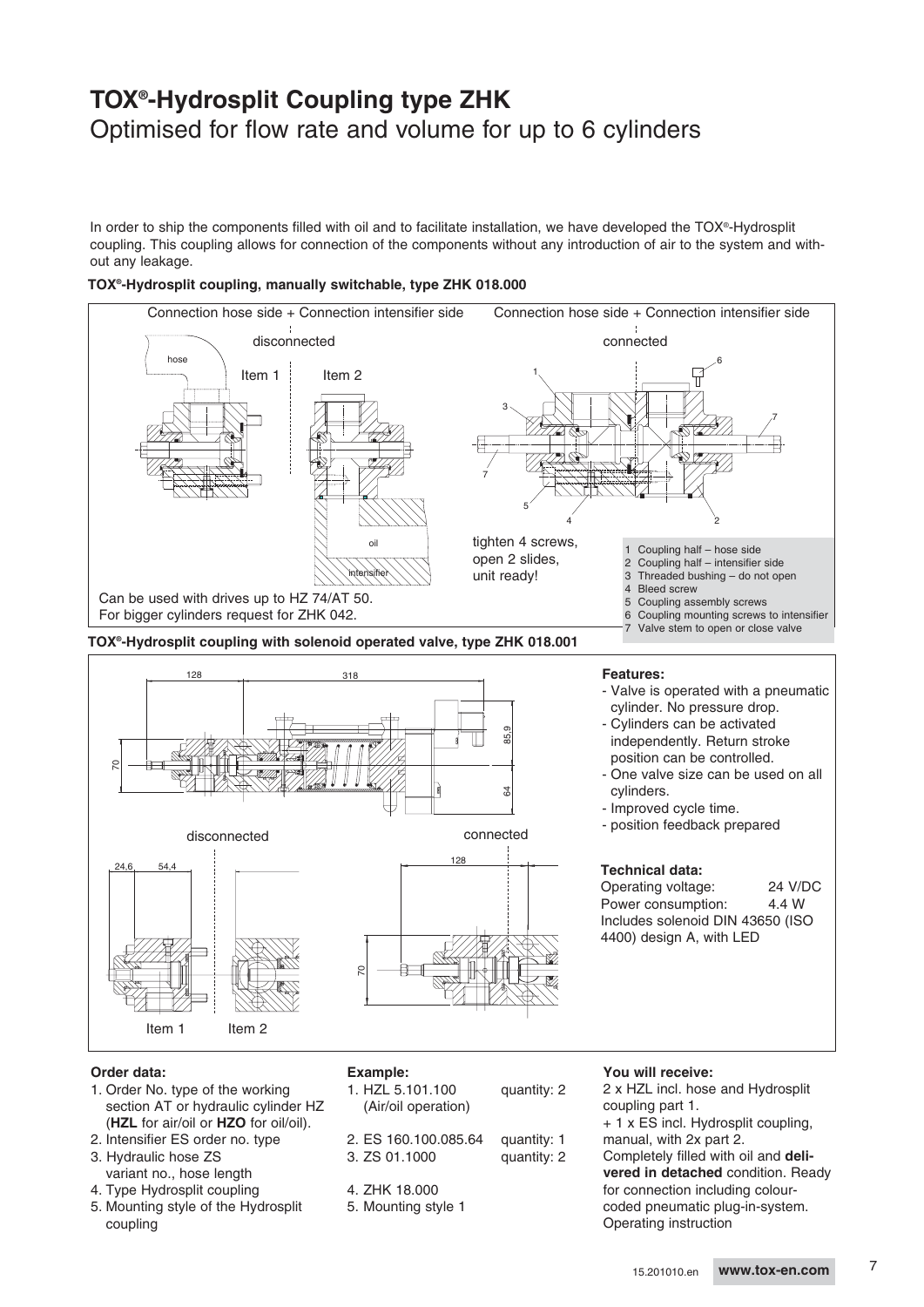# TOX®-Hydrosplit Coupling type ZHK

## Optimised for flow rate and volume for up to 6 cylinders

In order to ship the components filled with oil and to facilitate installation, we have developed the TOX®-Hydrosplit coupling. This coupling allows for connection of the components without any introduction of air to the system and without any leakage.

### TOX®-Hydrosplit coupling, manually switchable, type ZHK 018.000

Connection hose side + Connection intensifier side — disconnected

Item 1 | Item 2

Connection hose side + Connection intensifier side — connected

tighten 4 screws, open 2 slides, unit ready!

1. Coupling half – hose side
2. Coupling half – intensifier side
3. Threaded bushing – do not open
4. Bleed screw
5. Coupling assembly screws
6. Coupling mounting screws to intensifier
7. Valve stem to open or close valve

Can be used with drives up to HZ 74/AT 50.
For bigger cylinders request for ZHK 042.

### TOX®-Hydrosplit coupling with solenoid operated valve, type ZHK 018.001

**Features:**

- Valve is operated with a pneumatic cylinder. No pressure drop.
- Cylinders can be activated independently. Return stroke position can be controlled.
- One valve size can be used on all cylinders.
- Improved cycle time.
- position feedback prepared

**Technical data:**

| | |
|---|---|
| Operating voltage: | 24 V/DC |
| Power consumption: | 4.4 W |

Includes solenoid DIN 43650 (ISO 4400) design A, with LED

**Order data:**

1. Order No. type of the working section AT or hydraulic cylinder HZ (**HZL** for air/oil or **HZO** for oil/oil).
2. Intensifier ES order no. type
3. Hydraulic hose ZS variant no., hose length
4. Type Hydrosplit coupling
5. Mounting style of the Hydrosplit coupling

**Example:**

1. HZL 5.101.100 (Air/oil operation) — quantity: 2
2. ES 160.100.085.64 — quantity: 1
3. ZS 01.1000 — quantity: 2
4. ZHK 18.000
5. Mounting style 1

**You will receive:**

2 x HZL incl. hose and Hydrosplit coupling part 1.
+ 1 x ES incl. Hydrosplit coupling, manual, with 2x part 2.
Completely filled with oil and **delivered in detached** condition. Ready for connection including colour-coded pneumatic plug-in-system.
Operating instruction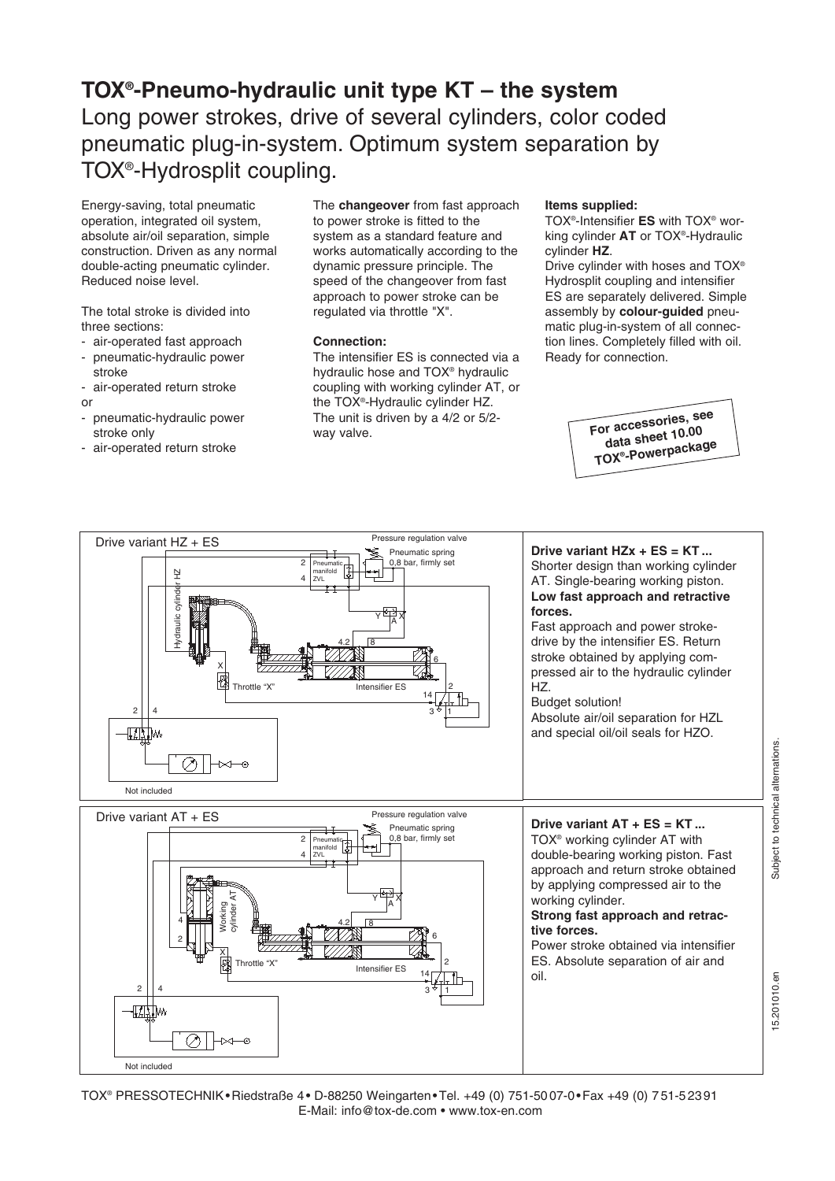# TOX®-Pneumo-hydraulic unit type KT – the system

## Long power strokes, drive of several cylinders, color coded pneumatic plug-in-system. Optimum system separation by TOX®-Hydrosplit coupling.

Energy-saving, total pneumatic operation, integrated oil system, absolute air/oil separation, simple construction. Driven as any normal double-acting pneumatic cylinder. Reduced noise level.

The total stroke is divided into three sections:

- air-operated fast approach
- pneumatic-hydraulic power stroke
- air-operated return stroke

or

- pneumatic-hydraulic power stroke only
- air-operated return stroke

The **changeover** from fast approach to power stroke is fitted to the system as a standard feature and works automatically according to the dynamic pressure principle. The speed of the changeover from fast approach to power stroke can be regulated via throttle "X".

**Connection:**

The intensifier ES is connected via a hydraulic hose and TOX® hydraulic coupling with working cylinder AT, or the TOX®-Hydraulic cylinder HZ. The unit is driven by a 4/2 or 5/2-way valve.

**Items supplied:**

TOX®-Intensifier **ES** with TOX® working cylinder **AT** or TOX®-Hydraulic cylinder **HZ**.

Drive cylinder with hoses and TOX® Hydrosplit coupling and intensifier ES are separately delivered. Simple assembly by **colour-guided** pneumatic plug-in-system of all connection lines. Completely filled with oil. Ready for connection.

**For accessories, see data sheet 10.00 TOX®-Powerpackage**

Drive variant HZ + ES

Pressure regulation valve

Pneumatic spring 0,8 bar, firmly set

2 Pneumatic manifold 4 ZVL

Hydraulic cylinder HZ

Y A X

4.2 8 6

X

Throttle "X"

Intensifier ES

14 2 3 1

2 4

Not included

**Drive variant HZx + ES = KT ...**

Shorter design than working cylinder AT. Single-bearing working piston.

**Low fast approach and retractive forces.**

Fast approach and power stroke-drive by the intensifier ES. Return stroke obtained by applying compressed air to the hydraulic cylinder HZ.

Budget solution!

Absolute air/oil separation for HZL and special oil/oil seals for HZO.

Drive variant AT + ES

Pressure regulation valve

Pneumatic spring 0,8 bar, firmly set

2 Pneumatic manifold 4 ZVL

Working cylinder AT

4 2

Y A X

4.2 8 6

X

Throttle "X"

Intensifier ES

14 2 3 1

2 4

Not included

**Drive variant AT + ES = KT ...**

TOX® working cylinder AT with double-bearing working piston. Fast approach and return stroke obtained by applying compressed air to the working cylinder.

**Strong fast approach and retractive forces.**

Power stroke obtained via intensifier ES. Absolute separation of air and oil.

Subject to technical alternations.

15.201010.en

TOX® PRESSOTECHNIK • Riedstraße 4 • D-88250 Weingarten • Tel. +49 (0) 751-5007-0 • Fax +49 (0) 751-52391
E-Mail: info@tox-de.com • www.tox-en.com